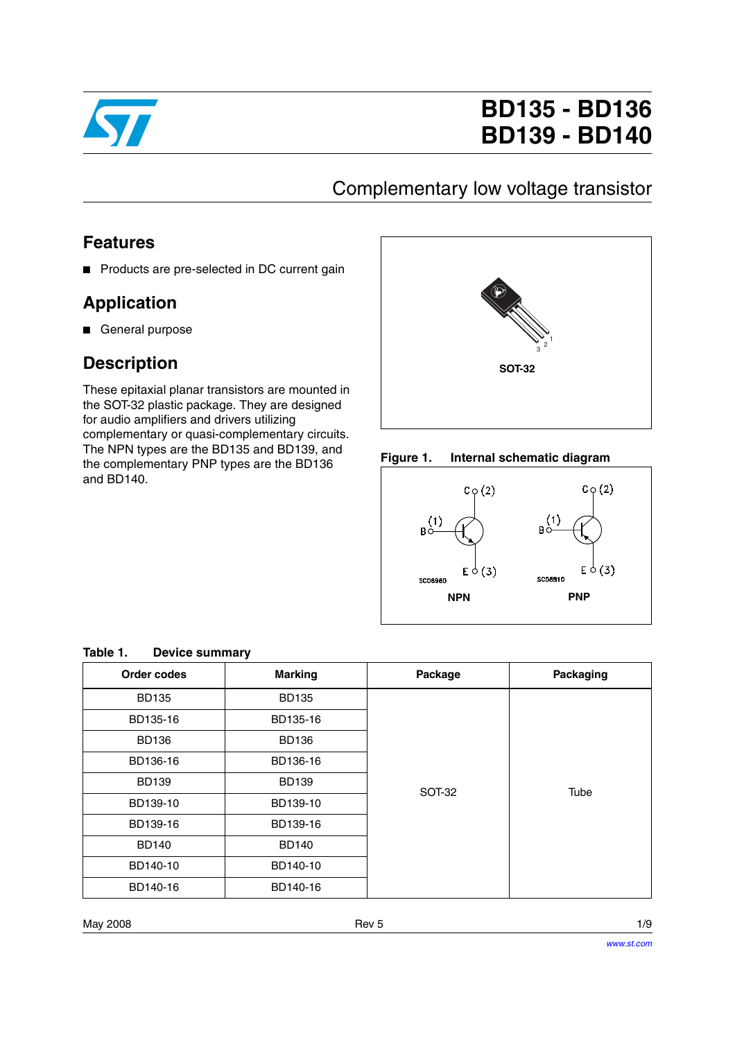# BD135 - BD136
# BD139 - BD140

## Complementary low voltage transistor

## Features

- Products are pre-selected in DC current gain

## Application

- General purpose

## Description

These epitaxial planar transistors are mounted in the SOT-32 plastic package. They are designed for audio amplifiers and drivers utilizing complementary or quasi-complementary circuits. The NPN types are the BD135 and BD139, and the complementary PNP types are the BD136 and BD140.

SOT-32

**Figure 1. Internal schematic diagram**

NPN    PNP

**Table 1. Device summary**

| Order codes | Marking | Package | Packaging |
|---|---|---|---|
| BD135 | BD135 | SOT-32 | Tube |
| BD135-16 | BD135-16 | | |
| BD136 | BD136 | | |
| BD136-16 | BD136-16 | | |
| BD139 | BD139 | | |
| BD139-10 | BD139-10 | | |
| BD139-16 | BD139-16 | | |
| BD140 | BD140 | | |
| BD140-10 | BD140-10 | | |
| BD140-16 | BD140-16 | | |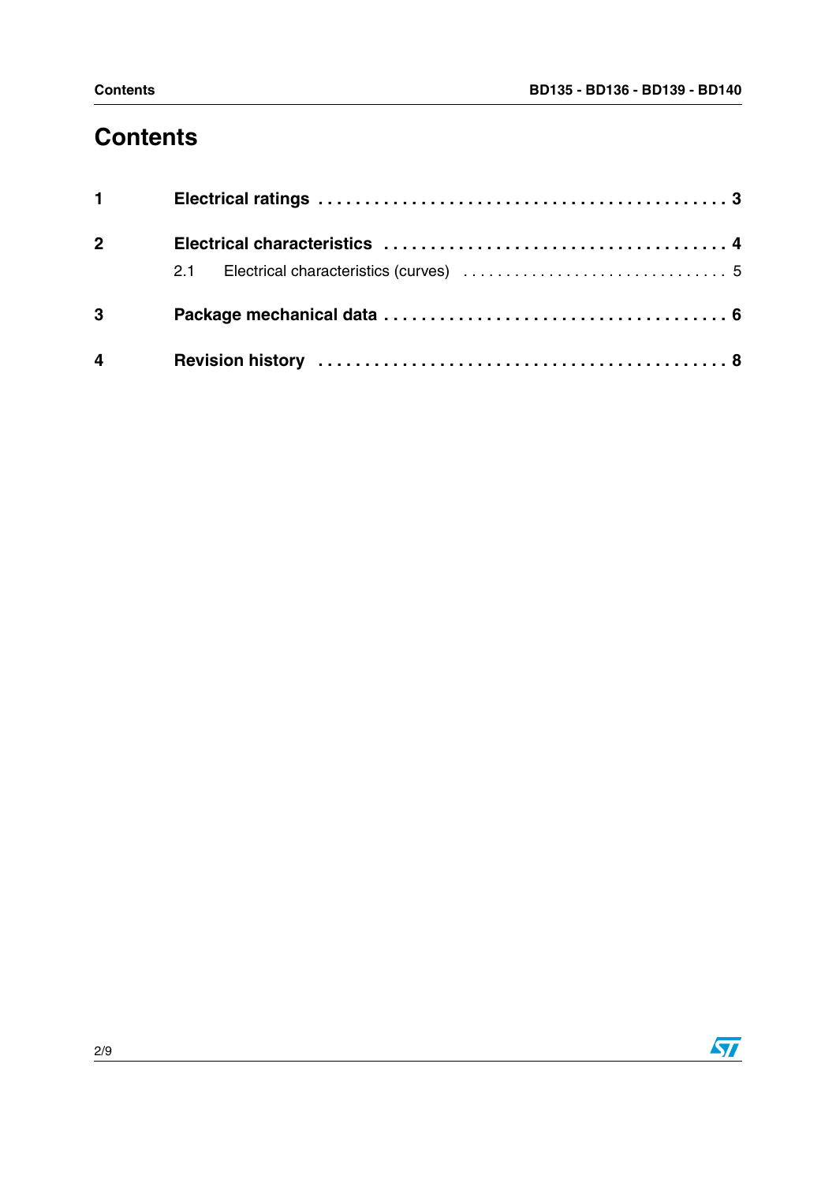# Contents

1 Electrical ratings . . . . . . . . . . . . . . . . . . . . . . . . . . . . . . . . . . . . . . . . . . . . 3

2 Electrical characteristics . . . . . . . . . . . . . . . . . . . . . . . . . . . . . . . . . . . . . . 4

- 2.1 Electrical characteristics (curves) . . . . . . . . . . . . . . . . . . . . . . . . . . . . . . . 5

3 Package mechanical data . . . . . . . . . . . . . . . . . . . . . . . . . . . . . . . . . . . . 6

4 Revision history . . . . . . . . . . . . . . . . . . . . . . . . . . . . . . . . . . . . . . . . . . . 8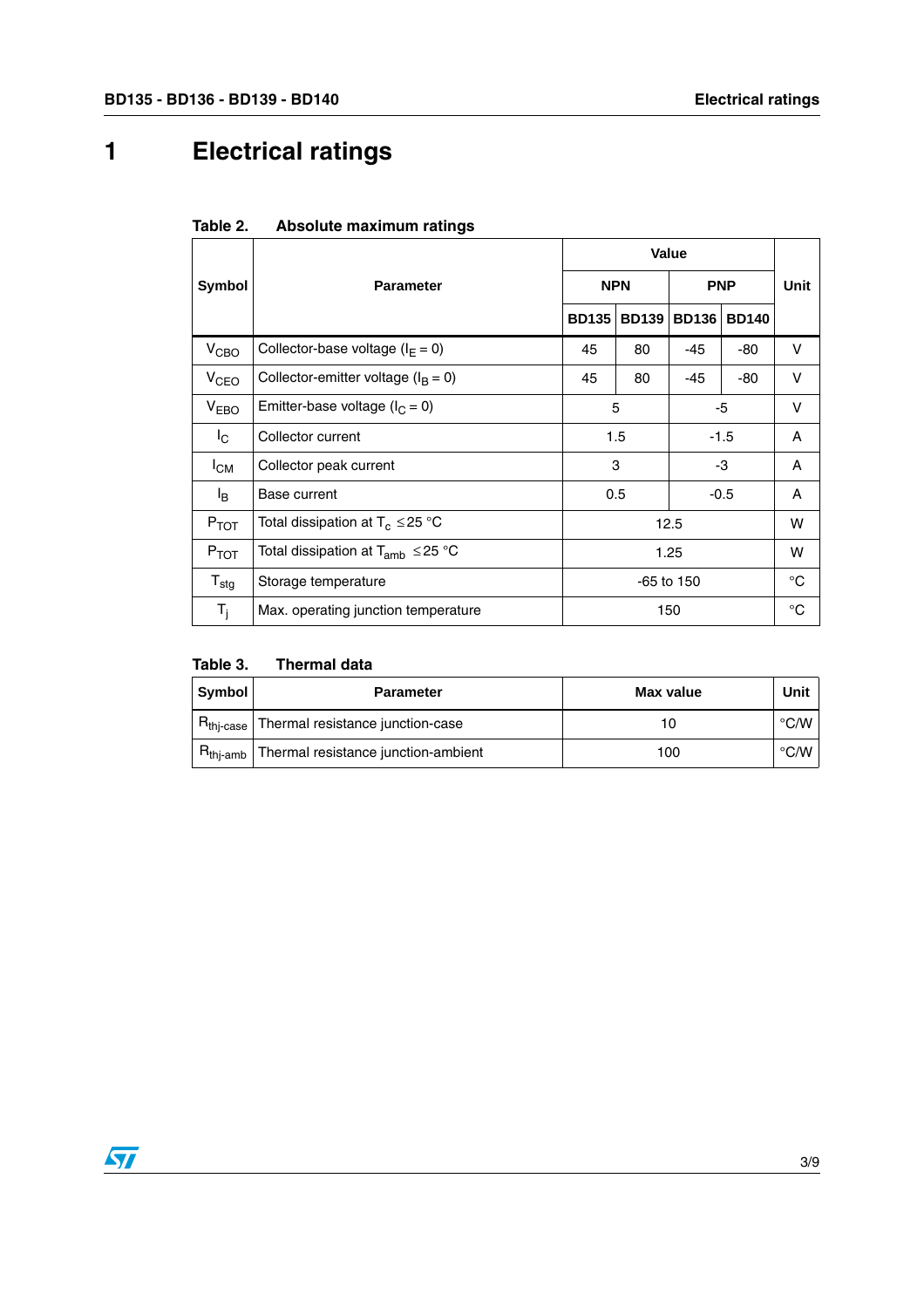# 1 Electrical ratings

**Table 2. Absolute maximum ratings**

| Symbol | Parameter | Value | | | | Unit |
|---|---|---|---|---|---|---|
| | | NPN | | PNP | | |
| | | BD135 | BD139 | BD136 | BD140 | |
| $V_{CBO}$ | Collector-base voltage ($I_E = 0$) | 45 | 80 | -45 | -80 | V |
| $V_{CEO}$ | Collector-emitter voltage ($I_B = 0$) | 45 | 80 | -45 | -80 | V |
| $V_{EBO}$ | Emitter-base voltage ($I_C = 0$) | 5 | | -5 | | V |
| $I_C$ | Collector current | 1.5 | | -1.5 | | A |
| $I_{CM}$ | Collector peak current | 3 | | -3 | | A |
| $I_B$ | Base current | 0.5 | | -0.5 | | A |
| $P_{TOT}$ | Total dissipation at $T_c \leq 25$ °C | 12.5 | | | | W |
| $P_{TOT}$ | Total dissipation at $T_{amb} \leq 25$ °C | 1.25 | | | | W |
| $T_{stg}$ | Storage temperature | -65 to 150 | | | | °C |
| $T_j$ | Max. operating junction temperature | 150 | | | | °C |

**Table 3. Thermal data**

| Symbol | Parameter | Max value | Unit |
|---|---|---|---|
| $R_{thj\text{-}case}$ | Thermal resistance junction-case | 10 | °C/W |
| $R_{thj\text{-}amb}$ | Thermal resistance junction-ambient | 100 | °C/W |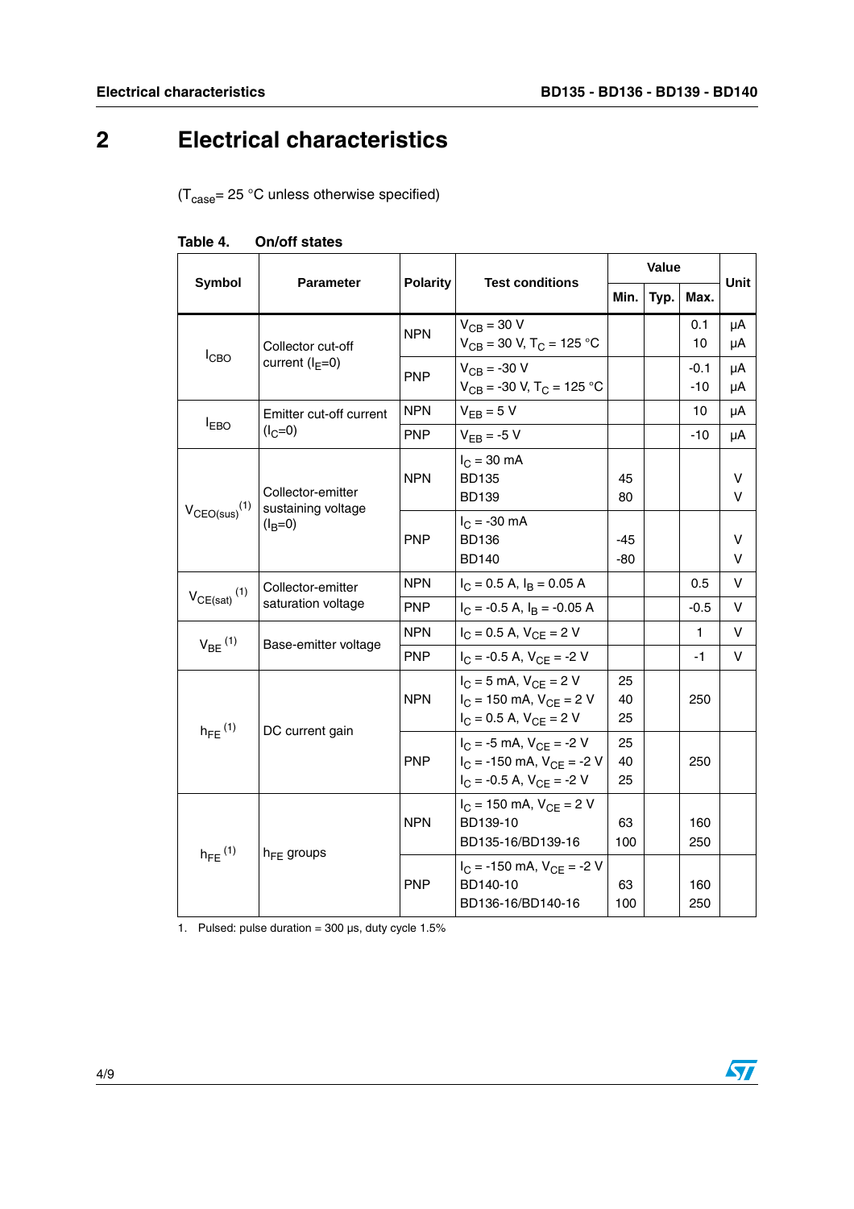# 2 Electrical characteristics

($T_{case}$= 25 °C unless otherwise specified)

**Table 4. On/off states**

| Symbol | Parameter | Polarity | Test conditions | Value | | | Unit |
|---|---|---|---|---|---|---|---|
| | | | | Min. | Typ. | Max. | |
| $I_{CBO}$ | Collector cut-off current ($I_E$=0) | NPN | $V_{CB}$ = 30 V<br>$V_{CB}$ = 30 V, $T_C$ = 125 °C | | | 0.1<br>10 | µA<br>µA |
| | | PNP | $V_{CB}$ = -30 V<br>$V_{CB}$ = -30 V, $T_C$ = 125 °C | | | -0.1<br>-10 | µA<br>µA |
| $I_{EBO}$ | Emitter cut-off current ($I_C$=0) | NPN | $V_{EB}$ = 5 V | | | 10 | µA |
| | | PNP | $V_{EB}$ = -5 V | | | -10 | µA |
| $V_{CEO(sus)}$ (1) | Collector-emitter sustaining voltage ($I_B$=0) | NPN | $I_C$ = 30 mA<br>BD135<br>BD139 | 45<br>80 | | | V<br>V |
| | | PNP | $I_C$ = -30 mA<br>BD136<br>BD140 | -45<br>-80 | | | V<br>V |
| $V_{CE(sat)}$ (1) | Collector-emitter saturation voltage | NPN | $I_C$ = 0.5 A, $I_B$ = 0.05 A | | | 0.5 | V |
| | | PNP | $I_C$ = -0.5 A, $I_B$ = -0.05 A | | | -0.5 | V |
| $V_{BE}$ (1) | Base-emitter voltage | NPN | $I_C$ = 0.5 A, $V_{CE}$ = 2 V | | | 1 | V |
| | | PNP | $I_C$ = -0.5 A, $V_{CE}$ = -2 V | | | -1 | V |
| $h_{FE}$ (1) | DC current gain | NPN | $I_C$ = 5 mA, $V_{CE}$ = 2 V<br>$I_C$ = 150 mA, $V_{CE}$ = 2 V<br>$I_C$ = 0.5 A, $V_{CE}$ = 2 V | 25<br>40<br>25 | | 250 | |
| | | PNP | $I_C$ = -5 mA, $V_{CE}$ = -2 V<br>$I_C$ = -150 mA, $V_{CE}$ = -2 V<br>$I_C$ = -0.5 A, $V_{CE}$ = -2 V | 25<br>40<br>25 | | 250 | |
| $h_{FE}$ (1) | $h_{FE}$ groups | NPN | $I_C$ = 150 mA, $V_{CE}$ = 2 V<br>BD139-10<br>BD135-16/BD139-16 | 63<br>100 | | 160<br>250 | |
| | | PNP | $I_C$ = -150 mA, $V_{CE}$ = -2 V<br>BD140-10<br>BD136-16/BD140-16 | 63<br>100 | | 160<br>250 | |

1. Pulsed: pulse duration = 300 µs, duty cycle 1.5%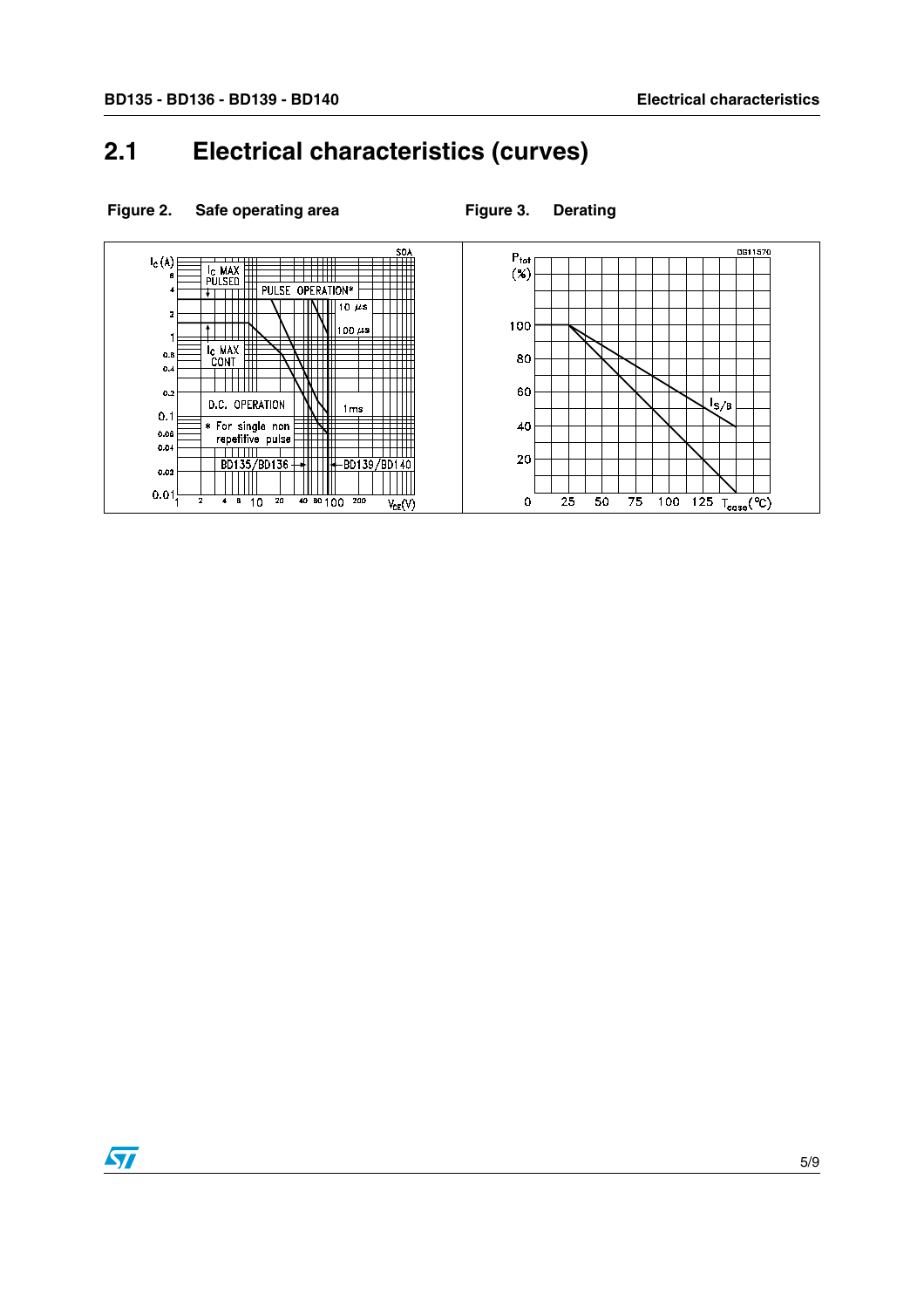## 2.1 Electrical characteristics (curves)

**Figure 2. Safe operating area**

**Figure 3. Derating**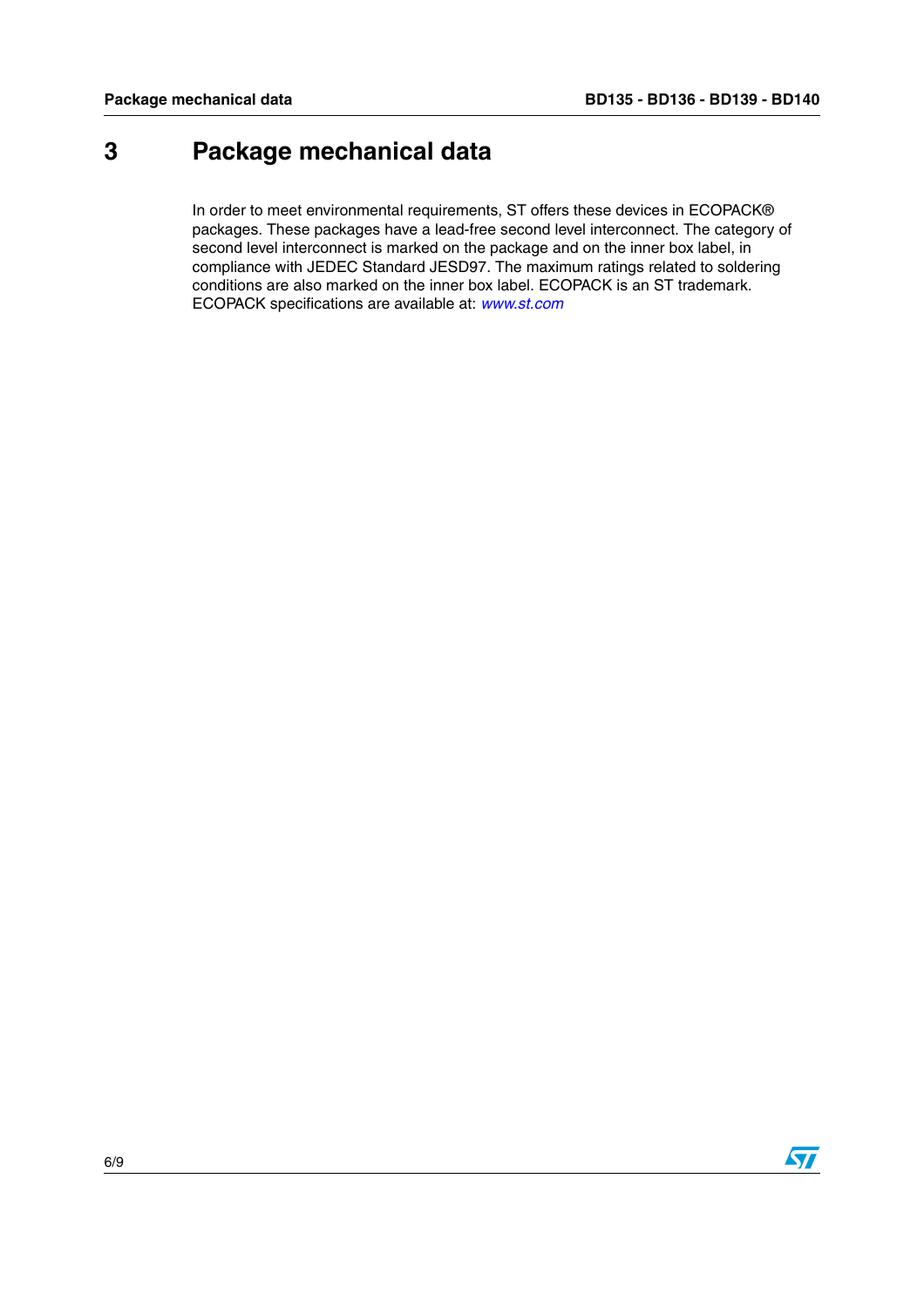# 3 Package mechanical data

In order to meet environmental requirements, ST offers these devices in ECOPACK® packages. These packages have a lead-free second level interconnect. The category of second level interconnect is marked on the package and on the inner box label, in compliance with JEDEC Standard JESD97. The maximum ratings related to soldering conditions are also marked on the inner box label. ECOPACK is an ST trademark. ECOPACK specifications are available at: *www.st.com*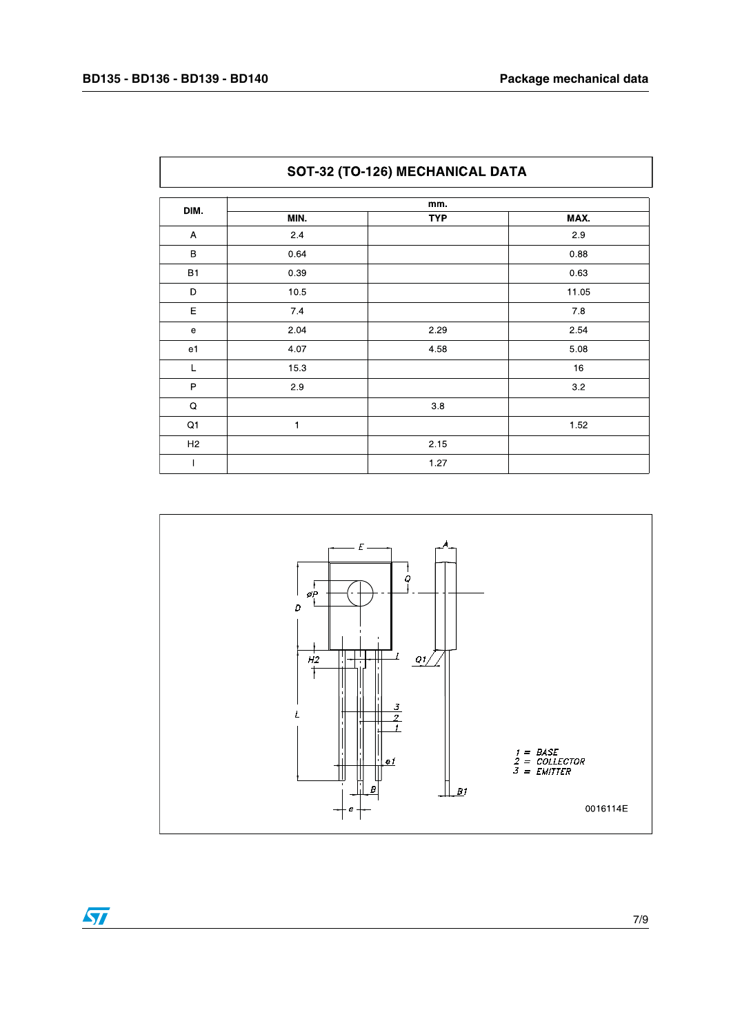## SOT-32 (TO-126) MECHANICAL DATA

| DIM. | mm. | | |
|---|---|---|---|
| | MIN. | TYP | MAX. |
| A | 2.4 | | 2.9 |
| B | 0.64 | | 0.88 |
| B1 | 0.39 | | 0.63 |
| D | 10.5 | | 11.05 |
| E | 7.4 | | 7.8 |
| e | 2.04 | 2.29 | 2.54 |
| e1 | 4.07 | 4.58 | 5.08 |
| L | 15.3 | | 16 |
| P | 2.9 | | 3.2 |
| Q | | 3.8 | |
| Q1 | 1 | | 1.52 |
| H2 | | 2.15 | |
| I | | 1.27 | |

1 = BASE
2 = COLLECTOR
3 = EMITTER

0016114E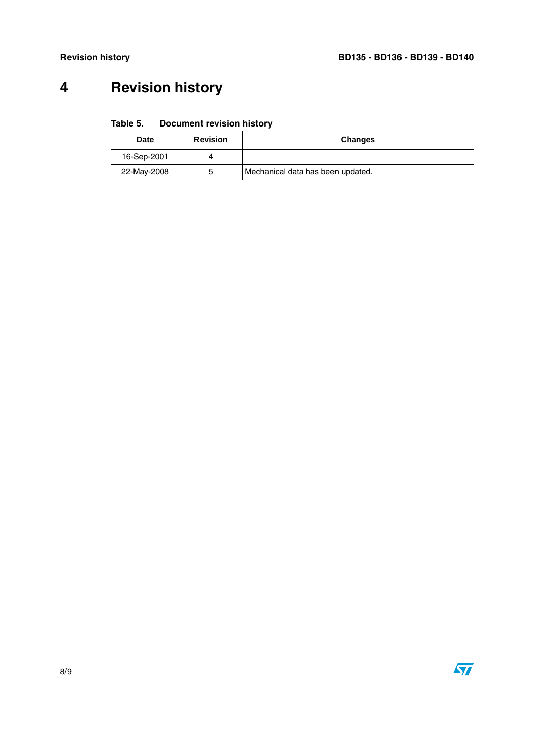# 4 Revision history

**Table 5. Document revision history**

| Date | Revision | Changes |
|---|---|---|
| 16-Sep-2001 | 4 | |
| 22-May-2008 | 5 | Mechanical data has been updated. |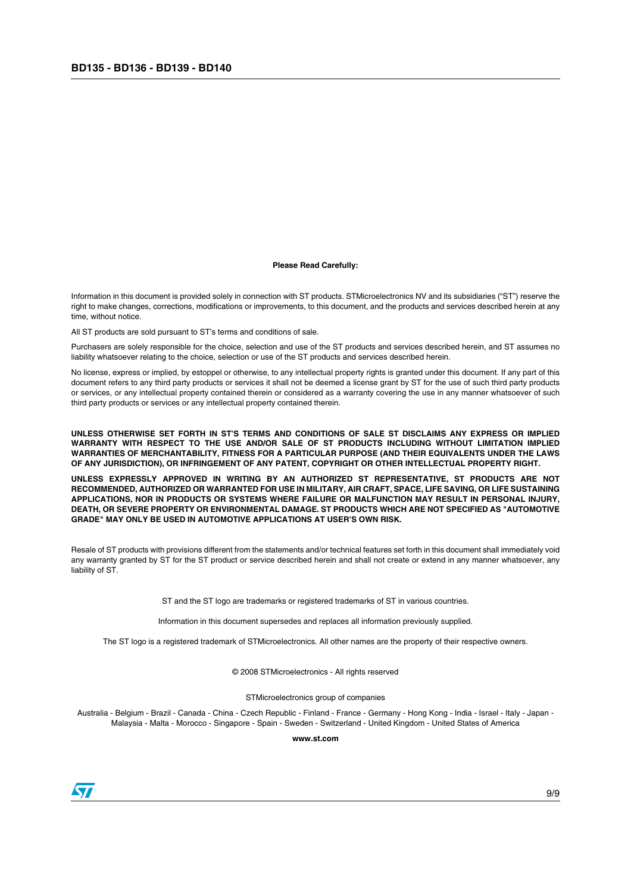**Please Read Carefully:**

Information in this document is provided solely in connection with ST products. STMicroelectronics NV and its subsidiaries (“ST”) reserve the right to make changes, corrections, modifications or improvements, to this document, and the products and services described herein at any time, without notice.

All ST products are sold pursuant to ST’s terms and conditions of sale.

Purchasers are solely responsible for the choice, selection and use of the ST products and services described herein, and ST assumes no liability whatsoever relating to the choice, selection or use of the ST products and services described herein.

No license, express or implied, by estoppel or otherwise, to any intellectual property rights is granted under this document. If any part of this document refers to any third party products or services it shall not be deemed a license grant by ST for the use of such third party products or services, or any intellectual property contained therein or considered as a warranty covering the use in any manner whatsoever of such third party products or services or any intellectual property contained therein.

**UNLESS OTHERWISE SET FORTH IN ST’S TERMS AND CONDITIONS OF SALE ST DISCLAIMS ANY EXPRESS OR IMPLIED WARRANTY WITH RESPECT TO THE USE AND/OR SALE OF ST PRODUCTS INCLUDING WITHOUT LIMITATION IMPLIED WARRANTIES OF MERCHANTABILITY, FITNESS FOR A PARTICULAR PURPOSE (AND THEIR EQUIVALENTS UNDER THE LAWS OF ANY JURISDICTION), OR INFRINGEMENT OF ANY PATENT, COPYRIGHT OR OTHER INTELLECTUAL PROPERTY RIGHT.**

**UNLESS EXPRESSLY APPROVED IN WRITING BY AN AUTHORIZED ST REPRESENTATIVE, ST PRODUCTS ARE NOT RECOMMENDED, AUTHORIZED OR WARRANTED FOR USE IN MILITARY, AIR CRAFT, SPACE, LIFE SAVING, OR LIFE SUSTAINING APPLICATIONS, NOR IN PRODUCTS OR SYSTEMS WHERE FAILURE OR MALFUNCTION MAY RESULT IN PERSONAL INJURY, DEATH, OR SEVERE PROPERTY OR ENVIRONMENTAL DAMAGE. ST PRODUCTS WHICH ARE NOT SPECIFIED AS "AUTOMOTIVE GRADE" MAY ONLY BE USED IN AUTOMOTIVE APPLICATIONS AT USER’S OWN RISK.**

Resale of ST products with provisions different from the statements and/or technical features set forth in this document shall immediately void any warranty granted by ST for the ST product or service described herein and shall not create or extend in any manner whatsoever, any liability of ST.

ST and the ST logo are trademarks or registered trademarks of ST in various countries.

Information in this document supersedes and replaces all information previously supplied.

The ST logo is a registered trademark of STMicroelectronics. All other names are the property of their respective owners.

© 2008 STMicroelectronics - All rights reserved

STMicroelectronics group of companies

Australia - Belgium - Brazil - Canada - China - Czech Republic - Finland - France - Germany - Hong Kong - India - Israel - Italy - Japan - Malaysia - Malta - Morocco - Singapore - Spain - Sweden - Switzerland - United Kingdom - United States of America

**www.st.com**